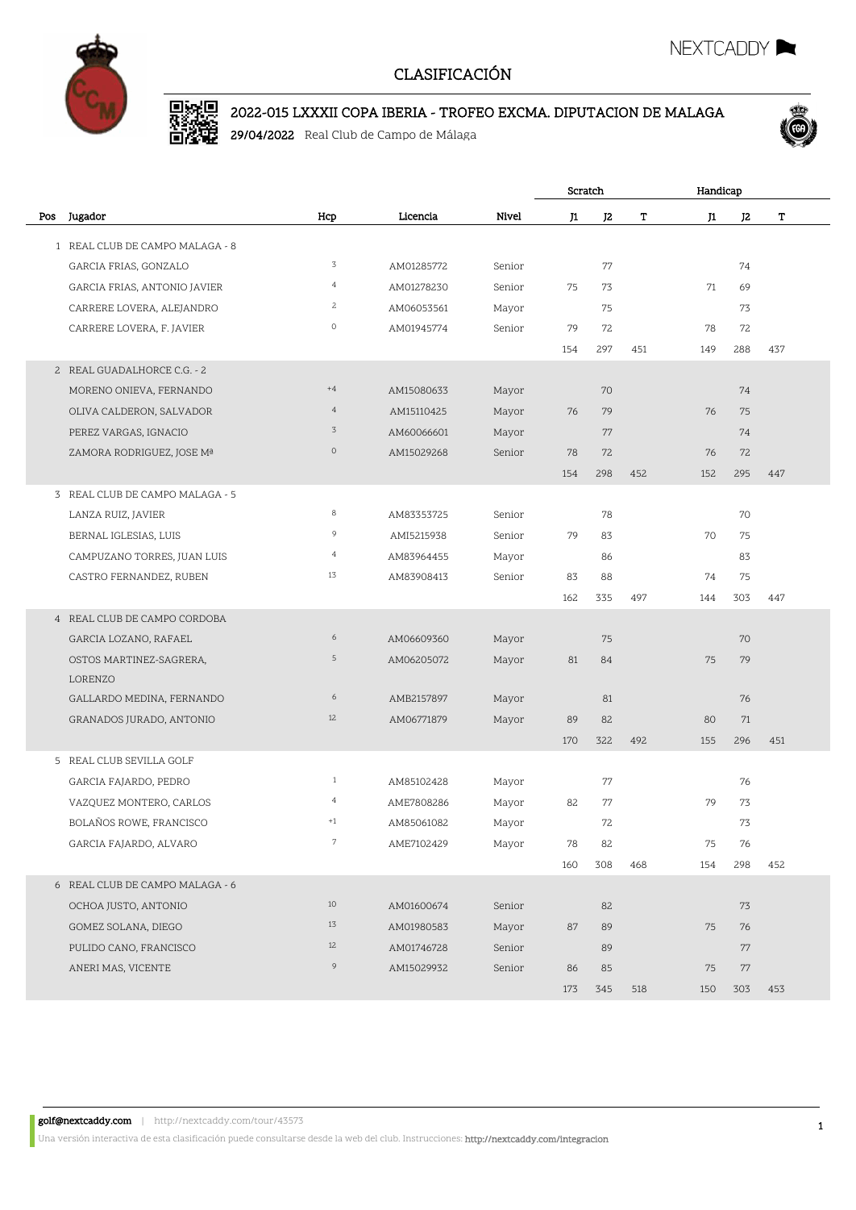NEXTCADDY

# CLASIFICACIÓN

## 2022-015 LXXXII COPA IBERIA - TROFEO EXCMA. DIPUTACION DE MALAGA

**29/04/2022** Real Club de Campo de Málaga

| Pos | Jugador | Hcp | Licencia | Nivel | Scratch | | | Handicap | | |
|---|---|---|---|---|---|---|---|---|---|---|
| | | | | | J1 | J2 | T | J1 | J2 | T |
| 1 | REAL CLUB DE CAMPO MALAGA - 8 | | | | | | | | | |
| | GARCIA FRIAS, GONZALO | 3 | AM01285772 | Senior | | 77 | | | 74 | |
| | GARCIA FRIAS, ANTONIO JAVIER | 4 | AM01278230 | Senior | 75 | 73 | | 71 | 69 | |
| | CARRERE LOVERA, ALEJANDRO | 2 | AM06053561 | Mayor | | 75 | | | 73 | |
| | CARRERE LOVERA, F. JAVIER | 0 | AM01945774 | Senior | 79 | 72 | | 78 | 72 | |
| | | | | | 154 | 297 | 451 | 149 | 288 | 437 |
| 2 | REAL GUADALHORCE C.G. - 2 | | | | | | | | | |
| | MORENO ONIEVA, FERNANDO | +4 | AM15080633 | Mayor | | 70 | | | 74 | |
| | OLIVA CALDERON, SALVADOR | 4 | AM15110425 | Mayor | 76 | 79 | | 76 | 75 | |
| | PEREZ VARGAS, IGNACIO | 3 | AM60066601 | Mayor | | 77 | | | 74 | |
| | ZAMORA RODRIGUEZ, JOSE Mª | 0 | AM15029268 | Senior | 78 | 72 | | 76 | 72 | |
| | | | | | 154 | 298 | 452 | 152 | 295 | 447 |
| 3 | REAL CLUB DE CAMPO MALAGA - 5 | | | | | | | | | |
| | LANZA RUIZ, JAVIER | 8 | AM83353725 | Senior | | 78 | | | 70 | |
| | BERNAL IGLESIAS, LUIS | 9 | AMI5215938 | Senior | 79 | 83 | | 70 | 75 | |
| | CAMPUZANO TORRES, JUAN LUIS | 4 | AM83964455 | Mayor | | 86 | | | 83 | |
| | CASTRO FERNANDEZ, RUBEN | 13 | AM83908413 | Senior | 83 | 88 | | 74 | 75 | |
| | | | | | 162 | 335 | 497 | 144 | 303 | 447 |
| 4 | REAL CLUB DE CAMPO CORDOBA | | | | | | | | | |
| | GARCIA LOZANO, RAFAEL | 6 | AM06609360 | Mayor | | 75 | | | 70 | |
| | OSTOS MARTINEZ-SAGRERA, LORENZO | 5 | AM06205072 | Mayor | 81 | 84 | | 75 | 79 | |
| | GALLARDO MEDINA, FERNANDO | 6 | AMB2157897 | Mayor | | 81 | | | 76 | |
| | GRANADOS JURADO, ANTONIO | 12 | AM06771879 | Mayor | 89 | 82 | | 80 | 71 | |
| | | | | | 170 | 322 | 492 | 155 | 296 | 451 |
| 5 | REAL CLUB SEVILLA GOLF | | | | | | | | | |
| | GARCIA FAJARDO, PEDRO | 1 | AM85102428 | Mayor | | 77 | | | 76 | |
| | VAZQUEZ MONTERO, CARLOS | 4 | AME7808286 | Mayor | 82 | 77 | | 79 | 73 | |
| | BOLAÑOS ROWE, FRANCISCO | +1 | AM85061082 | Mayor | | 72 | | | 73 | |
| | GARCIA FAJARDO, ALVARO | 7 | AME7102429 | Mayor | 78 | 82 | | 75 | 76 | |
| | | | | | 160 | 308 | 468 | 154 | 298 | 452 |
| 6 | REAL CLUB DE CAMPO MALAGA - 6 | | | | | | | | | |
| | OCHOA JUSTO, ANTONIO | 10 | AM01600674 | Senior | | 82 | | | 73 | |
| | GOMEZ SOLANA, DIEGO | 13 | AM01980583 | Mayor | 87 | 89 | | 75 | 76 | |
| | PULIDO CANO, FRANCISCO | 12 | AM01746728 | Senior | | 89 | | | 77 | |
| | ANERI MAS, VICENTE | 9 | AM15029932 | Senior | 86 | 85 | | 75 | 77 | |
| | | | | | 173 | 345 | 518 | 150 | 303 | 453 |

**golf@nextcaddy.com** | http://nextcaddy.com/tour/43573

Una versión interactiva de esta clasificación puede consultarse desde la web del club. Instrucciones: http://nextcaddy.com/integracion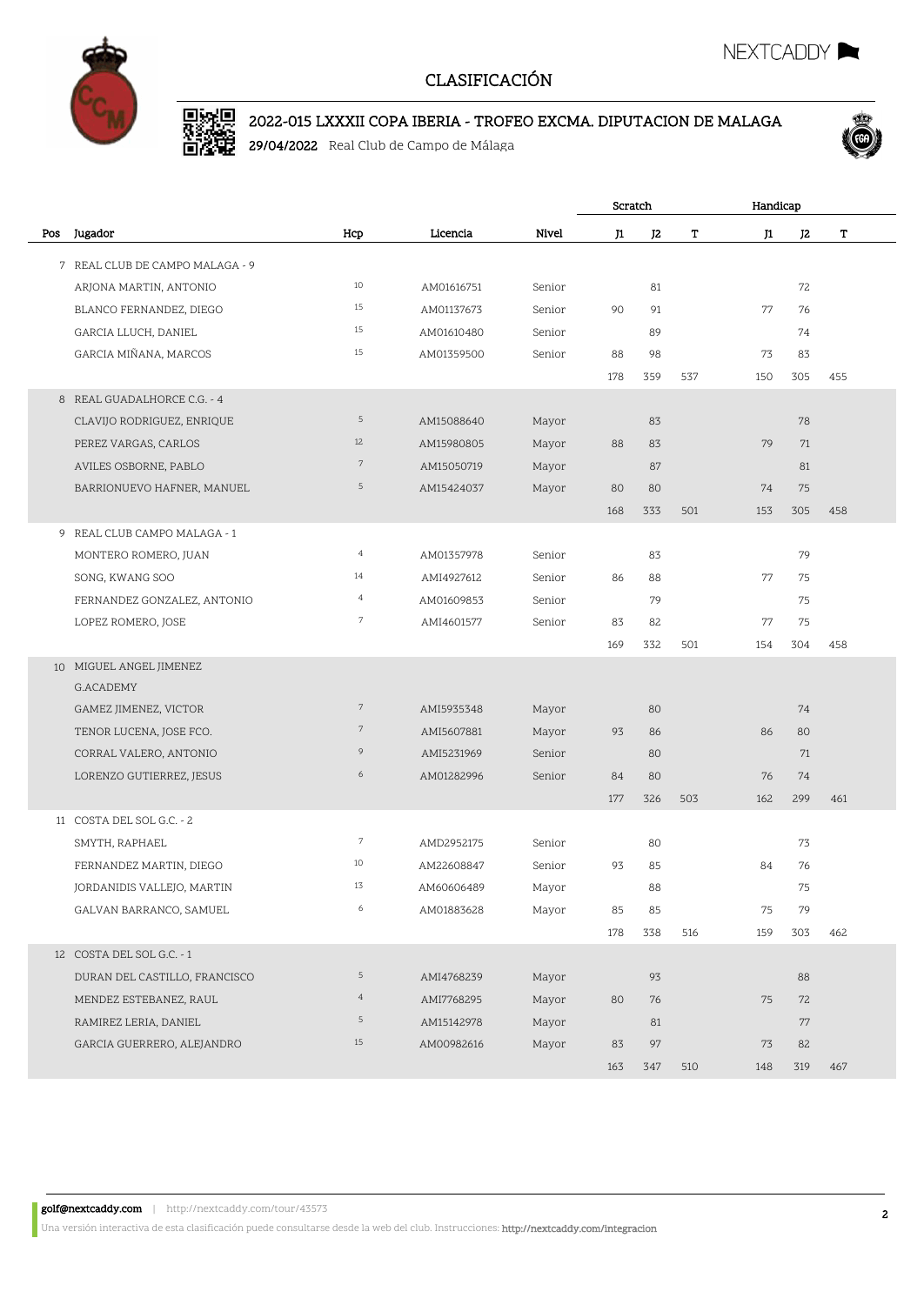# CLASIFICACIÓN

## 2022-015 LXXXII COPA IBERIA - TROFEO EXCMA. DIPUTACION DE MALAGA

**29/04/2022** Real Club de Campo de Málaga

| Pos | Jugador | Hcp | Licencia | Nivel | Scratch J1 | Scratch J2 | Scratch T | Handicap J1 | Handicap J2 | Handicap T |
|---|---|---|---|---|---|---|---|---|---|---|
| 7 | REAL CLUB DE CAMPO MALAGA - 9 | | | | | | | | | |
| | ARJONA MARTIN, ANTONIO | 10 | AM01616751 | Senior | | 81 | | | 72 | |
| | BLANCO FERNANDEZ, DIEGO | 15 | AM01137673 | Senior | 90 | 91 | | 77 | 76 | |
| | GARCIA LLUCH, DANIEL | 15 | AM01610480 | Senior | | 89 | | | 74 | |
| | GARCIA MIÑANA, MARCOS | 15 | AM01359500 | Senior | 88 | 98 | | 73 | 83 | |
| | | | | | 178 | 359 | 537 | 150 | 305 | 455 |
| 8 | REAL GUADALHORCE C.G. - 4 | | | | | | | | | |
| | CLAVIJO RODRIGUEZ, ENRIQUE | 5 | AM15088640 | Mayor | | 83 | | | 78 | |
| | PEREZ VARGAS, CARLOS | 12 | AM15980805 | Mayor | 88 | 83 | | 79 | 71 | |
| | AVILES OSBORNE, PABLO | 7 | AM15050719 | Mayor | | 87 | | | 81 | |
| | BARRIONUEVO HAFNER, MANUEL | 5 | AM15424037 | Mayor | 80 | 80 | | 74 | 75 | |
| | | | | | 168 | 333 | 501 | 153 | 305 | 458 |
| 9 | REAL CLUB CAMPO MALAGA - 1 | | | | | | | | | |
| | MONTERO ROMERO, JUAN | 4 | AM01357978 | Senior | | 83 | | | 79 | |
| | SONG, KWANG SOO | 14 | AMI4927612 | Senior | 86 | 88 | | 77 | 75 | |
| | FERNANDEZ GONZALEZ, ANTONIO | 4 | AM01609853 | Senior | | 79 | | | 75 | |
| | LOPEZ ROMERO, JOSE | 7 | AMI4601577 | Senior | 83 | 82 | | 77 | 75 | |
| | | | | | 169 | 332 | 501 | 154 | 304 | 458 |
| 10 | MIGUEL ANGEL JIMENEZ G.ACADEMY | | | | | | | | | |
| | GAMEZ JIMENEZ, VICTOR | 7 | AMI5935348 | Mayor | | 80 | | | 74 | |
| | TENOR LUCENA, JOSE FCO. | 7 | AMI5607881 | Mayor | 93 | 86 | | 86 | 80 | |
| | CORRAL VALERO, ANTONIO | 9 | AMI5231969 | Senior | | 80 | | | 71 | |
| | LORENZO GUTIERREZ, JESUS | 6 | AM01282996 | Senior | 84 | 80 | | 76 | 74 | |
| | | | | | 177 | 326 | 503 | 162 | 299 | 461 |
| 11 | COSTA DEL SOL G.C. - 2 | | | | | | | | | |
| | SMYTH, RAPHAEL | 7 | AMD2952175 | Senior | | 80 | | | 73 | |
| | FERNANDEZ MARTIN, DIEGO | 10 | AM22608847 | Senior | 93 | 85 | | 84 | 76 | |
| | JORDANIDIS VALLEJO, MARTIN | 13 | AM60606489 | Mayor | | 88 | | | 75 | |
| | GALVAN BARRANCO, SAMUEL | 6 | AM01883628 | Mayor | 85 | 85 | | 75 | 79 | |
| | | | | | 178 | 338 | 516 | 159 | 303 | 462 |
| 12 | COSTA DEL SOL G.C. - 1 | | | | | | | | | |
| | DURAN DEL CASTILLO, FRANCISCO | 5 | AMI4768239 | Mayor | | 93 | | | 88 | |
| | MENDEZ ESTEBANEZ, RAUL | 4 | AMI7768295 | Mayor | 80 | 76 | | 75 | 72 | |
| | RAMIREZ LERIA, DANIEL | 5 | AM15142978 | Mayor | | 81 | | | 77 | |
| | GARCIA GUERRERO, ALEJANDRO | 15 | AM00982616 | Mayor | 83 | 97 | | 73 | 82 | |
| | | | | | 163 | 347 | 510 | 148 | 319 | 467 |

**golf@nextcaddy.com** | http://nextcaddy.com/tour/43573

Una versión interactiva de esta clasificación puede consultarse desde la web del club. Instrucciones: http://nextcaddy.com/integracion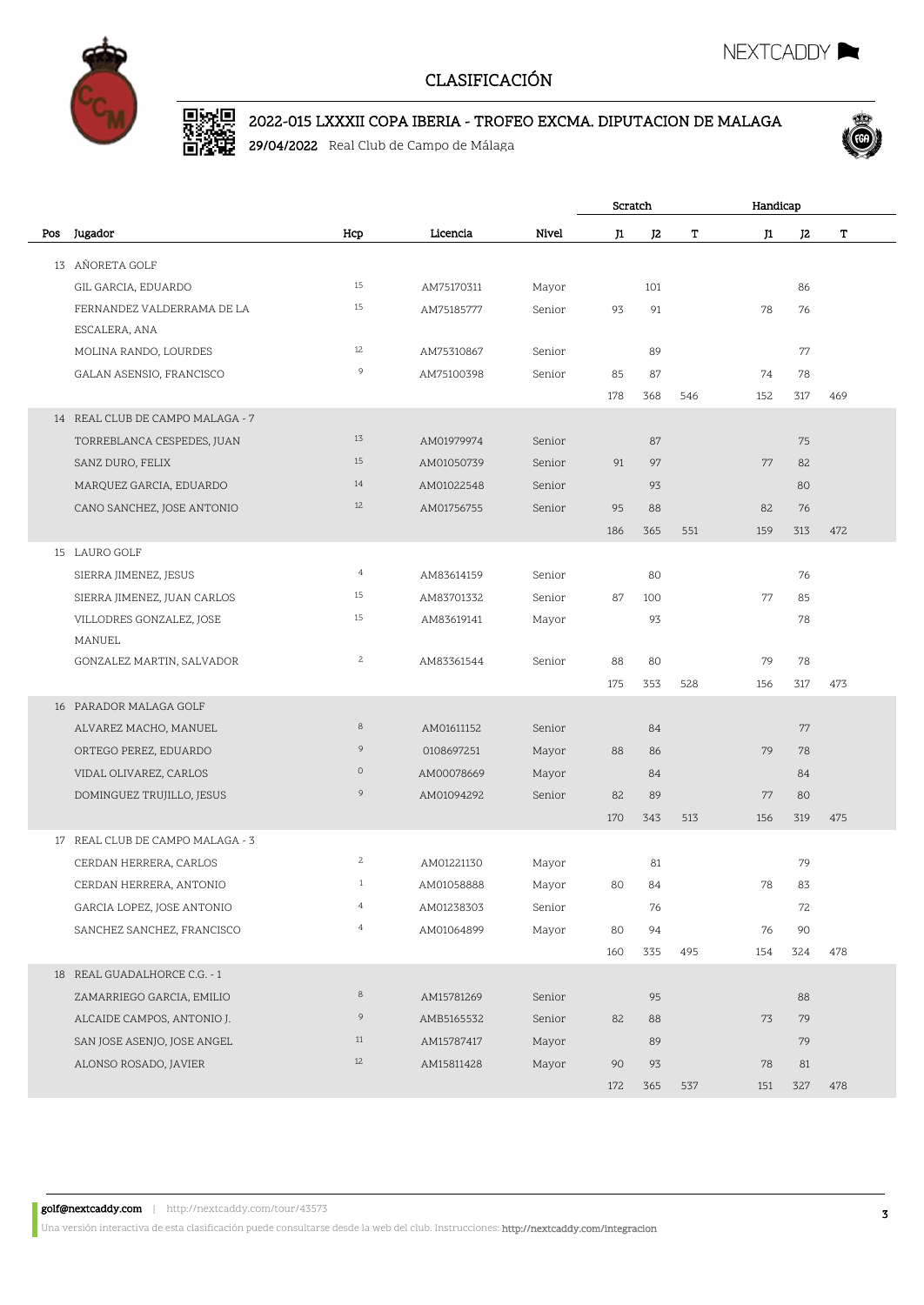# CLASIFICACIÓN

## 2022-015 LXXXII COPA IBERIA - TROFEO EXCMA. DIPUTACION DE MALAGA

**29/04/2022** Real Club de Campo de Málaga

| Pos | Jugador | Hcp | Licencia | Nivel | Scratch J1 | Scratch J2 | Scratch T | Handicap J1 | Handicap J2 | Handicap T |
|---|---|---|---|---|---|---|---|---|---|---|
| 13 | AÑORETA GOLF | | | | | | | | | |
| | GIL GARCIA, EDUARDO | 15 | AM75170311 | Mayor | | 101 | | | 86 | |
| | FERNANDEZ VALDERRAMA DE LA ESCALERA, ANA | 15 | AM75185777 | Senior | 93 | 91 | | 78 | 76 | |
| | MOLINA RANDO, LOURDES | 12 | AM75310867 | Senior | | 89 | | | 77 | |
| | GALAN ASENSIO, FRANCISCO | 9 | AM75100398 | Senior | 85 | 87 | | 74 | 78 | |
| | | | | | 178 | 368 | 546 | 152 | 317 | 469 |
| 14 | REAL CLUB DE CAMPO MALAGA - 7 | | | | | | | | | |
| | TORREBLANCA CESPEDES, JUAN | 13 | AM01979974 | Senior | | 87 | | | 75 | |
| | SANZ DURO, FELIX | 15 | AM01050739 | Senior | 91 | 97 | | 77 | 82 | |
| | MARQUEZ GARCIA, EDUARDO | 14 | AM01022548 | Senior | | 93 | | | 80 | |
| | CANO SANCHEZ, JOSE ANTONIO | 12 | AM01756755 | Senior | 95 | 88 | | 82 | 76 | |
| | | | | | 186 | 365 | 551 | 159 | 313 | 472 |
| 15 | LAURO GOLF | | | | | | | | | |
| | SIERRA JIMENEZ, JESUS | 4 | AM83614159 | Senior | | 80 | | | 76 | |
| | SIERRA JIMENEZ, JUAN CARLOS | 15 | AM83701332 | Senior | 87 | 100 | | 77 | 85 | |
| | VILLODRES GONZALEZ, JOSE MANUEL | 15 | AM83619141 | Mayor | | 93 | | | 78 | |
| | GONZALEZ MARTIN, SALVADOR | 2 | AM83361544 | Senior | 88 | 80 | | 79 | 78 | |
| | | | | | 175 | 353 | 528 | 156 | 317 | 473 |
| 16 | PARADOR MALAGA GOLF | | | | | | | | | |
| | ALVAREZ MACHO, MANUEL | 8 | AM01611152 | Senior | | 84 | | | 77 | |
| | ORTEGO PEREZ, EDUARDO | 9 | 0108697251 | Mayor | 88 | 86 | | 79 | 78 | |
| | VIDAL OLIVAREZ, CARLOS | 0 | AM00078669 | Mayor | | 84 | | | 84 | |
| | DOMINGUEZ TRUJILLO, JESUS | 9 | AM01094292 | Senior | 82 | 89 | | 77 | 80 | |
| | | | | | 170 | 343 | 513 | 156 | 319 | 475 |
| 17 | REAL CLUB DE CAMPO MALAGA - 3 | | | | | | | | | |
| | CERDAN HERRERA, CARLOS | 2 | AM01221130 | Mayor | | 81 | | | 79 | |
| | CERDAN HERRERA, ANTONIO | 1 | AM01058888 | Mayor | 80 | 84 | | 78 | 83 | |
| | GARCIA LOPEZ, JOSE ANTONIO | 4 | AM01238303 | Senior | | 76 | | | 72 | |
| | SANCHEZ SANCHEZ, FRANCISCO | 4 | AM01064899 | Mayor | 80 | 94 | | 76 | 90 | |
| | | | | | 160 | 335 | 495 | 154 | 324 | 478 |
| 18 | REAL GUADALHORCE C.G. - 1 | | | | | | | | | |
| | ZAMARRIEGO GARCIA, EMILIO | 8 | AM15781269 | Senior | | 95 | | | 88 | |
| | ALCAIDE CAMPOS, ANTONIO J. | 9 | AMB5165532 | Senior | 82 | 88 | | 73 | 79 | |
| | SAN JOSE ASENJO, JOSE ANGEL | 11 | AM15787417 | Mayor | | 89 | | | 79 | |
| | ALONSO ROSADO, JAVIER | 12 | AM15811428 | Mayor | 90 | 93 | | 78 | 81 | |
| | | | | | 172 | 365 | 537 | 151 | 327 | 478 |

**golf@nextcaddy.com** | http://nextcaddy.com/tour/43573

Una versión interactiva de esta clasificación puede consultarse desde la web del club. Instrucciones: http://nextcaddy.com/integracion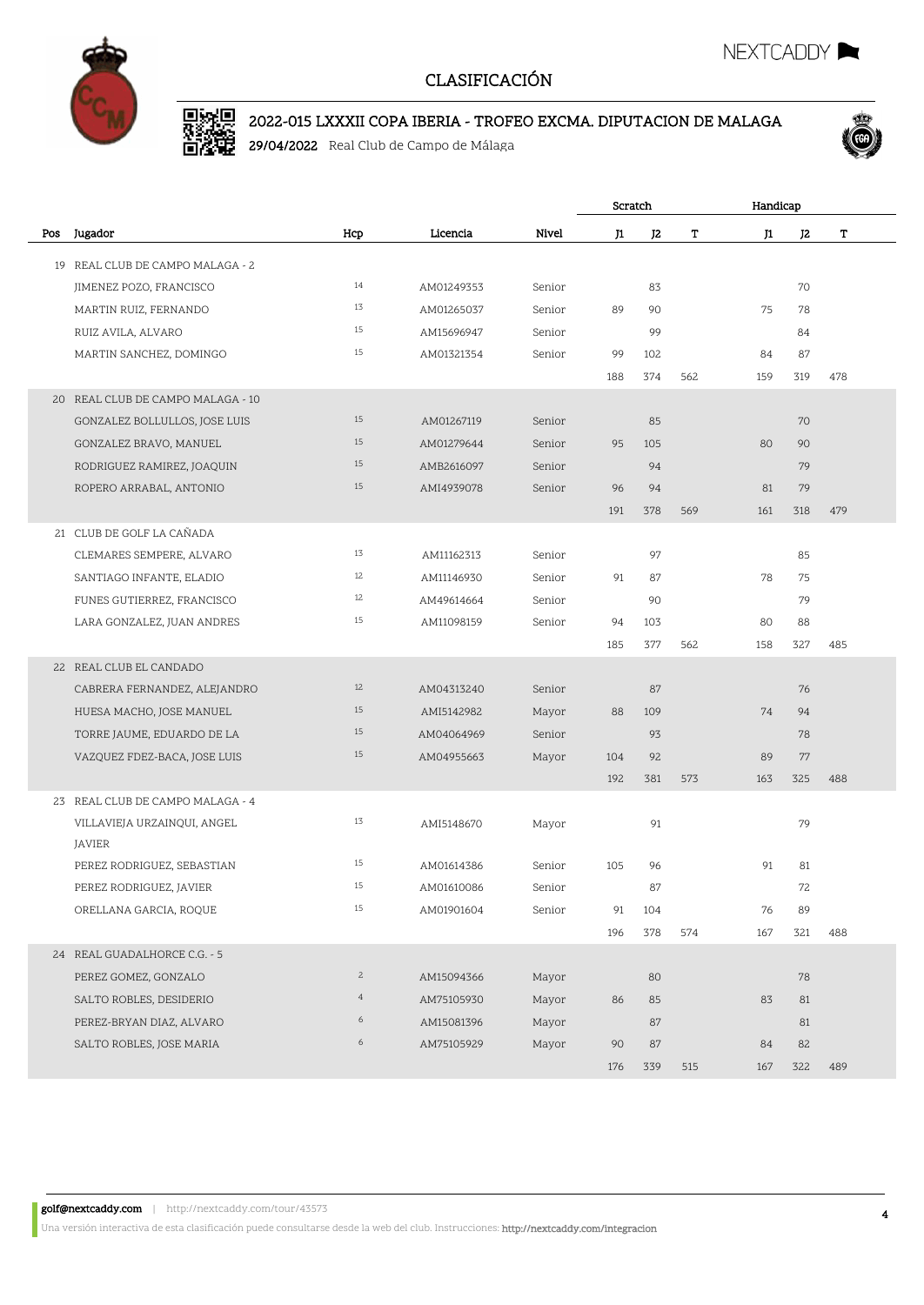# CLASIFICACIÓN

## 2022-015 LXXXII COPA IBERIA - TROFEO EXCMA. DIPUTACION DE MALAGA

**29/04/2022** Real Club de Campo de Málaga

| Pos | Jugador | Hcp | Licencia | Nivel | Scratch | | | Handicap | | |
|---|---|---|---|---|---|---|---|---|---|---|
| | | | | | J1 | J2 | T | J1 | J2 | T |
| 19 | REAL CLUB DE CAMPO MALAGA - 2 | | | | | | | | | |
| | JIMENEZ POZO, FRANCISCO | 14 | AM01249353 | Senior | | 83 | | | 70 | |
| | MARTIN RUIZ, FERNANDO | 13 | AM01265037 | Senior | 89 | 90 | | 75 | 78 | |
| | RUIZ AVILA, ALVARO | 15 | AM15696947 | Senior | | 99 | | | 84 | |
| | MARTIN SANCHEZ, DOMINGO | 15 | AM01321354 | Senior | 99 | 102 | | 84 | 87 | |
| | | | | | 188 | 374 | 562 | 159 | 319 | 478 |
| 20 | REAL CLUB DE CAMPO MALAGA - 10 | | | | | | | | | |
| | GONZALEZ BOLLULLOS, JOSE LUIS | 15 | AM01267119 | Senior | | 85 | | | 70 | |
| | GONZALEZ BRAVO, MANUEL | 15 | AM01279644 | Senior | 95 | 105 | | 80 | 90 | |
| | RODRIGUEZ RAMIREZ, JOAQUIN | 15 | AMB2616097 | Senior | | 94 | | | 79 | |
| | ROPERO ARRABAL, ANTONIO | 15 | AMI4939078 | Senior | 96 | 94 | | 81 | 79 | |
| | | | | | 191 | 378 | 569 | 161 | 318 | 479 |
| 21 | CLUB DE GOLF LA CAÑADA | | | | | | | | | |
| | CLEMARES SEMPERE, ALVARO | 13 | AM11162313 | Senior | | 97 | | | 85 | |
| | SANTIAGO INFANTE, ELADIO | 12 | AM11146930 | Senior | 91 | 87 | | 78 | 75 | |
| | FUNES GUTIERREZ, FRANCISCO | 12 | AM49614664 | Senior | | 90 | | | 79 | |
| | LARA GONZALEZ, JUAN ANDRES | 15 | AM11098159 | Senior | 94 | 103 | | 80 | 88 | |
| | | | | | 185 | 377 | 562 | 158 | 327 | 485 |
| 22 | REAL CLUB EL CANDADO | | | | | | | | | |
| | CABRERA FERNANDEZ, ALEJANDRO | 12 | AM04313240 | Senior | | 87 | | | 76 | |
| | HUESA MACHO, JOSE MANUEL | 15 | AMI5142982 | Mayor | 88 | 109 | | 74 | 94 | |
| | TORRE JAUME, EDUARDO DE LA | 15 | AM04064969 | Senior | | 93 | | | 78 | |
| | VAZQUEZ FDEZ-BACA, JOSE LUIS | 15 | AM04955663 | Mayor | 104 | 92 | | 89 | 77 | |
| | | | | | 192 | 381 | 573 | 163 | 325 | 488 |
| 23 | REAL CLUB DE CAMPO MALAGA - 4 | | | | | | | | | |
| | VILLAVIEJA URZAINQUI, ANGEL JAVIER | 13 | AMI5148670 | Mayor | | 91 | | | 79 | |
| | PEREZ RODRIGUEZ, SEBASTIAN | 15 | AM01614386 | Senior | 105 | 96 | | 91 | 81 | |
| | PEREZ RODRIGUEZ, JAVIER | 15 | AM01610086 | Senior | | 87 | | | 72 | |
| | ORELLANA GARCIA, ROQUE | 15 | AM01901604 | Senior | 91 | 104 | | 76 | 89 | |
| | | | | | 196 | 378 | 574 | 167 | 321 | 488 |
| 24 | REAL GUADALHORCE C.G. - 5 | | | | | | | | | |
| | PEREZ GOMEZ, GONZALO | 2 | AM15094366 | Mayor | | 80 | | | 78 | |
| | SALTO ROBLES, DESIDERIO | 4 | AM75105930 | Mayor | 86 | 85 | | 83 | 81 | |
| | PEREZ-BRYAN DIAZ, ALVARO | 6 | AM15081396 | Mayor | | 87 | | | 81 | |
| | SALTO ROBLES, JOSE MARIA | 6 | AM75105929 | Mayor | 90 | 87 | | 84 | 82 | |
| | | | | | 176 | 339 | 515 | 167 | 322 | 489 |

**golf@nextcaddy.com** | http://nextcaddy.com/tour/43573

Una versión interactiva de esta clasificación puede consultarse desde la web del club. Instrucciones: **http://nextcaddy.com/integracion**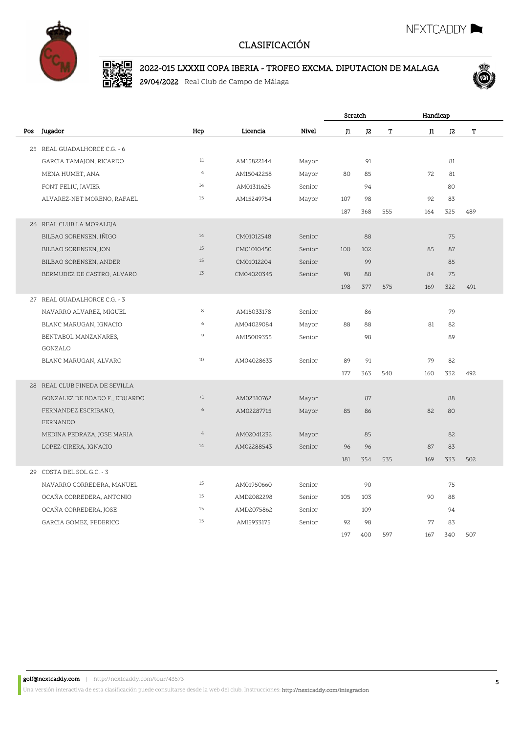# CLASIFICACIÓN

## 2022-015 LXXXII COPA IBERIA - TROFEO EXCMA. DIPUTACION DE MALAGA

**29/04/2022** Real Club de Campo de Málaga

| Pos | Jugador | Hcp | Licencia | Nivel | Scratch J1 | Scratch J2 | Scratch T | Handicap J1 | Handicap J2 | Handicap T |
|---|---|---|---|---|---|---|---|---|---|---|
| 25 | REAL GUADALHORCE C.G. - 6 | | | | | | | | | |
| | GARCIA TAMAJON, RICARDO | 11 | AM15822144 | Mayor | | 91 | | | 81 | |
| | MENA HUMET, ANA | 4 | AM15042258 | Mayor | 80 | 85 | | 72 | 81 | |
| | FONT FELIU, JAVIER | 14 | AM01311625 | Senior | | 94 | | | 80 | |
| | ALVAREZ-NET MORENO, RAFAEL | 15 | AM15249754 | Mayor | 107 | 98 | | 92 | 83 | |
| | | | | | 187 | 368 | 555 | 164 | 325 | 489 |
| 26 | REAL CLUB LA MORALEJA | | | | | | | | | |
| | BILBAO SORENSEN, IÑIGO | 14 | CM01012548 | Senior | | 88 | | | 75 | |
| | BILBAO SORENSEN, JON | 15 | CM01010450 | Senior | 100 | 102 | | 85 | 87 | |
| | BILBAO SORENSEN, ANDER | 15 | CM01012204 | Senior | | 99 | | | 85 | |
| | BERMUDEZ DE CASTRO, ALVARO | 13 | CM04020345 | Senior | 98 | 88 | | 84 | 75 | |
| | | | | | 198 | 377 | 575 | 169 | 322 | 491 |
| 27 | REAL GUADALHORCE C.G. - 3 | | | | | | | | | |
| | NAVARRO ALVAREZ, MIGUEL | 8 | AM15033178 | Senior | | 86 | | | 79 | |
| | BLANC MARUGAN, IGNACIO | 6 | AM04029084 | Mayor | 88 | 88 | | 81 | 82 | |
| | BENTABOL MANZANARES, GONZALO | 9 | AM15009355 | Senior | | 98 | | | 89 | |
| | BLANC MARUGAN, ALVARO | 10 | AM04028633 | Senior | 89 | 91 | | 79 | 82 | |
| | | | | | 177 | 363 | 540 | 160 | 332 | 492 |
| 28 | REAL CLUB PINEDA DE SEVILLA | | | | | | | | | |
| | GONZALEZ DE BOADO F., EDUARDO | +1 | AM02310762 | Mayor | | 87 | | | 88 | |
| | FERNANDEZ ESCRIBANO, FERNANDO | 6 | AM02287715 | Mayor | 85 | 86 | | 82 | 80 | |
| | MEDINA PEDRAZA, JOSE MARIA | 4 | AM02041232 | Mayor | | 85 | | | 82 | |
| | LOPEZ-CIRERA, IGNACIO | 14 | AM02288543 | Senior | 96 | 96 | | 87 | 83 | |
| | | | | | 181 | 354 | 535 | 169 | 333 | 502 |
| 29 | COSTA DEL SOL G.C. - 3 | | | | | | | | | |
| | NAVARRO CORREDERA, MANUEL | 15 | AM01950660 | Senior | | 90 | | | 75 | |
| | OCAÑA CORREDERA, ANTONIO | 15 | AMD2082298 | Senior | 105 | 103 | | 90 | 88 | |
| | OCAÑA CORREDERA, JOSE | 15 | AMD2075862 | Senior | | 109 | | | 94 | |
| | GARCIA GOMEZ, FEDERICO | 15 | AMI5933175 | Senior | 92 | 98 | | 77 | 83 | |
| | | | | | 197 | 400 | 597 | 167 | 340 | 507 |

**golf@nextcaddy.com** | http://nextcaddy.com/tour/43573

Una versión interactiva de esta clasificación puede consultarse desde la web del club. Instrucciones: http://nextcaddy.com/integracion